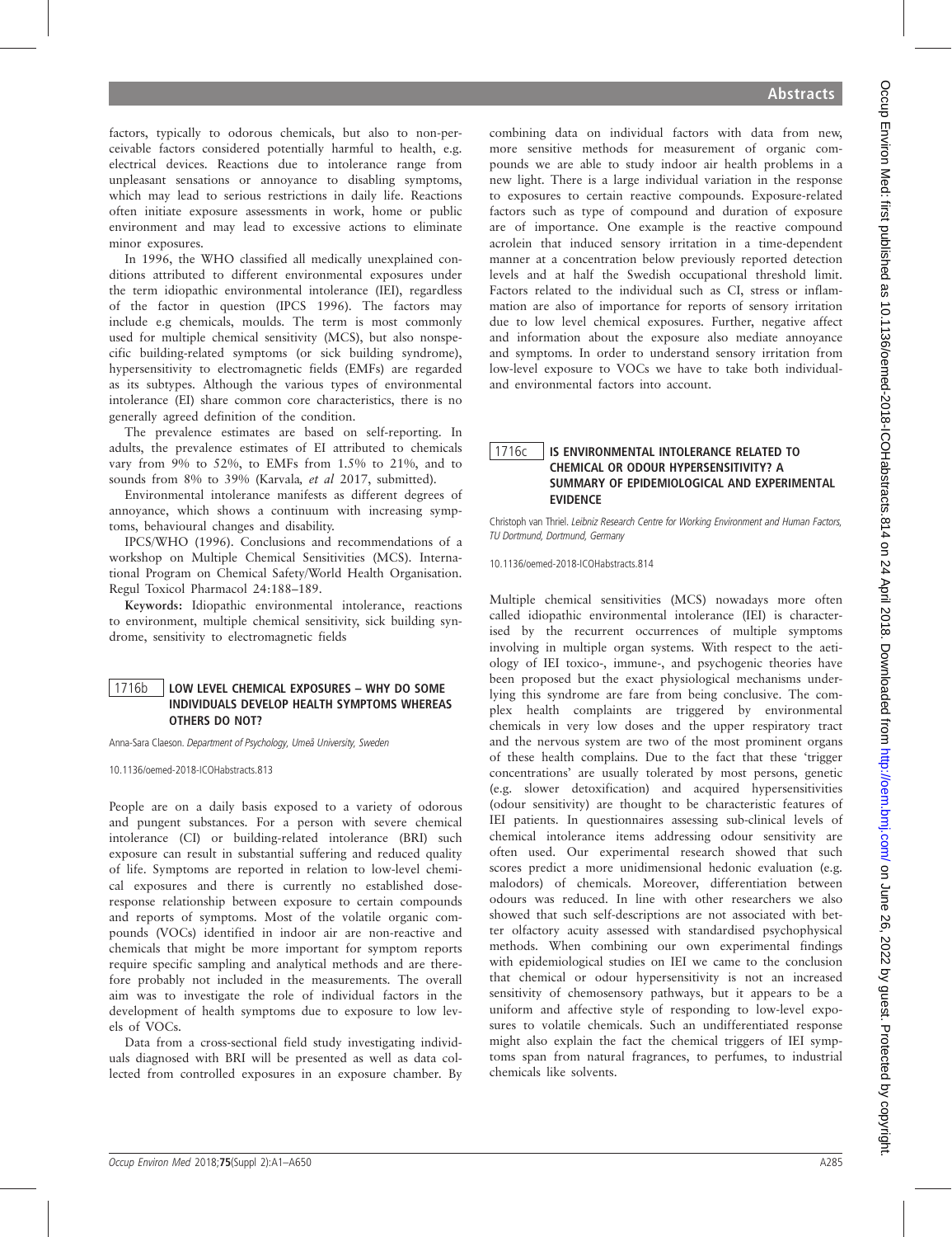factors, typically to odorous chemicals, but also to non-perceivable factors considered potentially harmful to health, e.g. electrical devices. Reactions due to intolerance range from unpleasant sensations or annoyance to disabling symptoms, which may lead to serious restrictions in daily life. Reactions often initiate exposure assessments in work, home or public environment and may lead to excessive actions to eliminate minor exposures.

In 1996, the WHO classified all medically unexplained conditions attributed to different environmental exposures under the term idiopathic environmental intolerance (IEI), regardless of the factor in question (IPCS 1996). The factors may include e.g chemicals, moulds. The term is most commonly used for multiple chemical sensitivity (MCS), but also nonspecific building-related symptoms (or sick building syndrome), hypersensitivity to electromagnetic fields (EMFs) are regarded as its subtypes. Although the various types of environmental intolerance (EI) share common core characteristics, there is no generally agreed definition of the condition.

The prevalence estimates are based on self-reporting. In adults, the prevalence estimates of EI attributed to chemicals vary from 9% to 52%, to EMFs from 1.5% to 21%, and to sounds from 8% to 39% (Karvala, *et al* 2017, submitted).

Environmental intolerance manifests as different degrees of annoyance, which shows a continuum with increasing symptoms, behavioural changes and disability.

IPCS/WHO (1996). Conclusions and recommendations of a workshop on Multiple Chemical Sensitivities (MCS). International Program on Chemical Safety/World Health Organisation. Regul Toxicol Pharmacol 24:188–189.

**Keywords:** Idiopathic environmental intolerance, reactions to environment, multiple chemical sensitivity, sick building syndrome, sensitivity to electromagnetic fields

## 1716b LOW LEVEL CHEMICAL EXPOSURES – WHY DO SOME INDIVIDUALS DEVELOP HEALTH SYMPTOMS WHEREAS OTHERS DO NOT?

Anna-Sara Claeson. *Department of Psychology, Umeå University, Sweden*

10.1136/oemed-2018-ICOHabstracts.813

People are on a daily basis exposed to a variety of odorous and pungent substances. For a person with severe chemical intolerance (CI) or building-related intolerance (BRI) such exposure can result in substantial suffering and reduced quality of life. Symptoms are reported in relation to low-level chemical exposures and there is currently no established dose-response relationship between exposure to certain compounds and reports of symptoms. Most of the volatile organic compounds (VOCs) identified in indoor air are non-reactive and chemicals that might be more important for symptom reports require specific sampling and analytical methods and are therefore probably not included in the measurements. The overall aim was to investigate the role of individual factors in the development of health symptoms due to exposure to low levels of VOCs.

Data from a cross-sectional field study investigating individuals diagnosed with BRI will be presented as well as data collected from controlled exposures in an exposure chamber. By combining data on individual factors with data from new, more sensitive methods for measurement of organic compounds we are able to study indoor air health problems in a new light. There is a large individual variation in the response to exposures to certain reactive compounds. Exposure-related factors such as type of compound and duration of exposure are of importance. One example is the reactive compound acrolein that induced sensory irritation in a time-dependent manner at a concentration below previously reported detection levels and at half the Swedish occupational threshold limit. Factors related to the individual such as CI, stress or inflammation are also of importance for reports of sensory irritation due to low level chemical exposures. Further, negative affect and information about the exposure also mediate annoyance and symptoms. In order to understand sensory irritation from low-level exposure to VOCs we have to take both individual- and environmental factors into account.

## 1716c IS ENVIRONMENTAL INTOLERANCE RELATED TO CHEMICAL OR ODOUR HYPERSENSITIVITY? A SUMMARY OF EPIDEMIOLOGICAL AND EXPERIMENTAL EVIDENCE

Christoph van Thriel. *Leibniz Research Centre for Working Environment and Human Factors, TU Dortmund, Dortmund, Germany*

10.1136/oemed-2018-ICOHabstracts.814

Multiple chemical sensitivities (MCS) nowadays more often called idiopathic environmental intolerance (IEI) is characterised by the recurrent occurrences of multiple symptoms involving in multiple organ systems. With respect to the aetiology of IEI toxico-, immune-, and psychogenic theories have been proposed but the exact physiological mechanisms underlying this syndrome are fare from being conclusive. The complex health complaints are triggered by environmental chemicals in very low doses and the upper respiratory tract and the nervous system are two of the most prominent organs of these health complains. Due to the fact that these 'trigger concentrations' are usually tolerated by most persons, genetic (e.g. slower detoxification) and acquired hypersensitivities (odour sensitivity) are thought to be characteristic features of IEI patients. In questionnaires assessing sub-clinical levels of chemical intolerance items addressing odour sensitivity are often used. Our experimental research showed that such scores predict a more unidimensional hedonic evaluation (e.g. malodors) of chemicals. Moreover, differentiation between odours was reduced. In line with other researchers we also showed that such self-descriptions are not associated with better olfactory acuity assessed with standardised psychophysical methods. When combining our own experimental findings with epidemiological studies on IEI we came to the conclusion that chemical or odour hypersensitivity is not an increased sensitivity of chemosensory pathways, but it appears to be a uniform and affective style of responding to low-level exposures to volatile chemicals. Such an undifferentiated response might also explain the fact the chemical triggers of IEI symptoms span from natural fragrances, to perfumes, to industrial chemicals like solvents.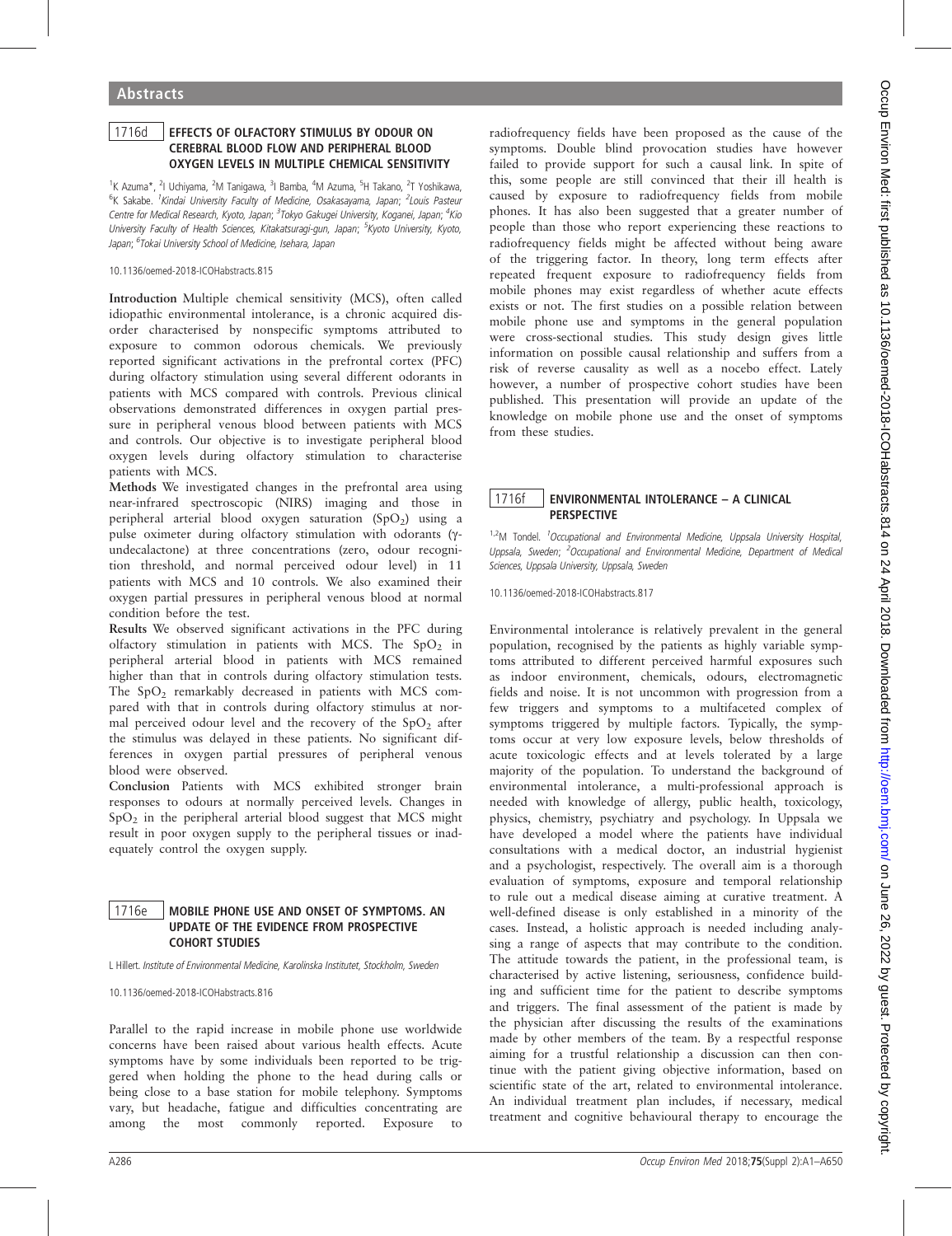## 1716d EFFECTS OF OLFACTORY STIMULUS BY ODOUR ON CEREBRAL BLOOD FLOW AND PERIPHERAL BLOOD OXYGEN LEVELS IN MULTIPLE CHEMICAL SENSITIVITY

[1]K Azuma*, [2]I Uchiyama, [2]M Tanigawa, [3]I Bamba, [4]M Azuma, [5]H Takano, [2]T Yoshikawa, [6]K Sakabe. [1]*Kindai University Faculty of Medicine, Osakasayama, Japan;* [2]*Louis Pasteur Centre for Medical Research, Kyoto, Japan;* [3]*Tokyo Gakugei University, Koganei, Japan;* [4]*Kio University Faculty of Health Sciences, Kitakatsuragi-gun, Japan;* [5]*Kyoto University, Kyoto, Japan;* [6]*Tokai University School of Medicine, Isehara, Japan*

10.1136/oemed-2018-ICOHabstracts.815

**Introduction** Multiple chemical sensitivity (MCS), often called idiopathic environmental intolerance, is a chronic acquired disorder characterised by nonspecific symptoms attributed to exposure to common odorous chemicals. We previously reported significant activations in the prefrontal cortex (PFC) during olfactory stimulation using several different odorants in patients with MCS compared with controls. Previous clinical observations demonstrated differences in oxygen partial pressure in peripheral venous blood between patients with MCS and controls. Our objective is to investigate peripheral blood oxygen levels during olfactory stimulation to characterise patients with MCS.

**Methods** We investigated changes in the prefrontal area using near-infrared spectroscopic (NIRS) imaging and those in peripheral arterial blood oxygen saturation ($SpO_2$) using a pulse oximeter during olfactory stimulation with odorants (γ-undecalactone) at three concentrations (zero, odour recognition threshold, and normal perceived odour level) in 11 patients with MCS and 10 controls. We also examined their oxygen partial pressures in peripheral venous blood at normal condition before the test.

**Results** We observed significant activations in the PFC during olfactory stimulation in patients with MCS. The $SpO_2$ in peripheral arterial blood in patients with MCS remained higher than that in controls during olfactory stimulation tests. The $SpO_2$ remarkably decreased in patients with MCS compared with that in controls during olfactory stimulus at normal perceived odour level and the recovery of the $SpO_2$ after the stimulus was delayed in these patients. No significant differences in oxygen partial pressures of peripheral venous blood were observed.

**Conclusion** Patients with MCS exhibited stronger brain responses to odours at normally perceived levels. Changes in $SpO_2$ in the peripheral arterial blood suggest that MCS might result in poor oxygen supply to the peripheral tissues or inadequately control the oxygen supply.

## 1716e MOBILE PHONE USE AND ONSET OF SYMPTOMS. AN UPDATE OF THE EVIDENCE FROM PROSPECTIVE COHORT STUDIES

L Hillert. *Institute of Environmental Medicine, Karolinska Institutet, Stockholm, Sweden*

10.1136/oemed-2018-ICOHabstracts.816

Parallel to the rapid increase in mobile phone use worldwide concerns have been raised about various health effects. Acute symptoms have by some individuals been reported to be triggered when holding the phone to the head during calls or being close to a base station for mobile telephony. Symptoms vary, but headache, fatigue and difficulties concentrating are among the most commonly reported. Exposure to radiofrequency fields have been proposed as the cause of the symptoms. Double blind provocation studies have however failed to provide support for such a causal link. In spite of this, some people are still convinced that their ill health is caused by exposure to radiofrequency fields from mobile phones. It has also been suggested that a greater number of people than those who report experiencing these reactions to radiofrequency fields might be affected without being aware of the triggering factor. In theory, long term effects after repeated frequent exposure to radiofrequency fields from mobile phones may exist regardless of whether acute effects exists or not. The first studies on a possible relation between mobile phone use and symptoms in the general population were cross-sectional studies. This study design gives little information on possible causal relationship and suffers from a risk of reverse causality as well as a nocebo effect. Lately however, a number of prospective cohort studies have been published. This presentation will provide an update of the knowledge on mobile phone use and the onset of symptoms from these studies.

## 1716f ENVIRONMENTAL INTOLERANCE – A CLINICAL PERSPECTIVE

[1,2]M Tondel. [1]*Occupational and Environmental Medicine, Uppsala University Hospital, Uppsala, Sweden;* [2]*Occupational and Environmental Medicine, Department of Medical Sciences, Uppsala University, Uppsala, Sweden*

10.1136/oemed-2018-ICOHabstracts.817

Environmental intolerance is relatively prevalent in the general population, recognised by the patients as highly variable symptoms attributed to different perceived harmful exposures such as indoor environment, chemicals, odours, electromagnetic fields and noise. It is not uncommon with progression from a few triggers and symptoms to a multifaceted complex of symptoms triggered by multiple factors. Typically, the symptoms occur at very low exposure levels, below thresholds of acute toxicologic effects and at levels tolerated by a large majority of the population. To understand the background of environmental intolerance, a multi-professional approach is needed with knowledge of allergy, public health, toxicology, physics, chemistry, psychiatry and psychology. In Uppsala we have developed a model where the patients have individual consultations with a medical doctor, an industrial hygienist and a psychologist, respectively. The overall aim is a thorough evaluation of symptoms, exposure and temporal relationship to rule out a medical disease aiming at curative treatment. A well-defined disease is only established in a minority of the cases. Instead, a holistic approach is needed including analysing a range of aspects that may contribute to the condition. The attitude towards the patient, in the professional team, is characterised by active listening, seriousness, confidence building and sufficient time for the patient to describe symptoms and triggers. The final assessment of the patient is made by the physician after discussing the results of the examinations made by other members of the team. By a respectful response aiming for a trustful relationship a discussion can then continue with the patient giving objective information, based on scientific state of the art, related to environmental intolerance. An individual treatment plan includes, if necessary, medical treatment and cognitive behavioural therapy to encourage the